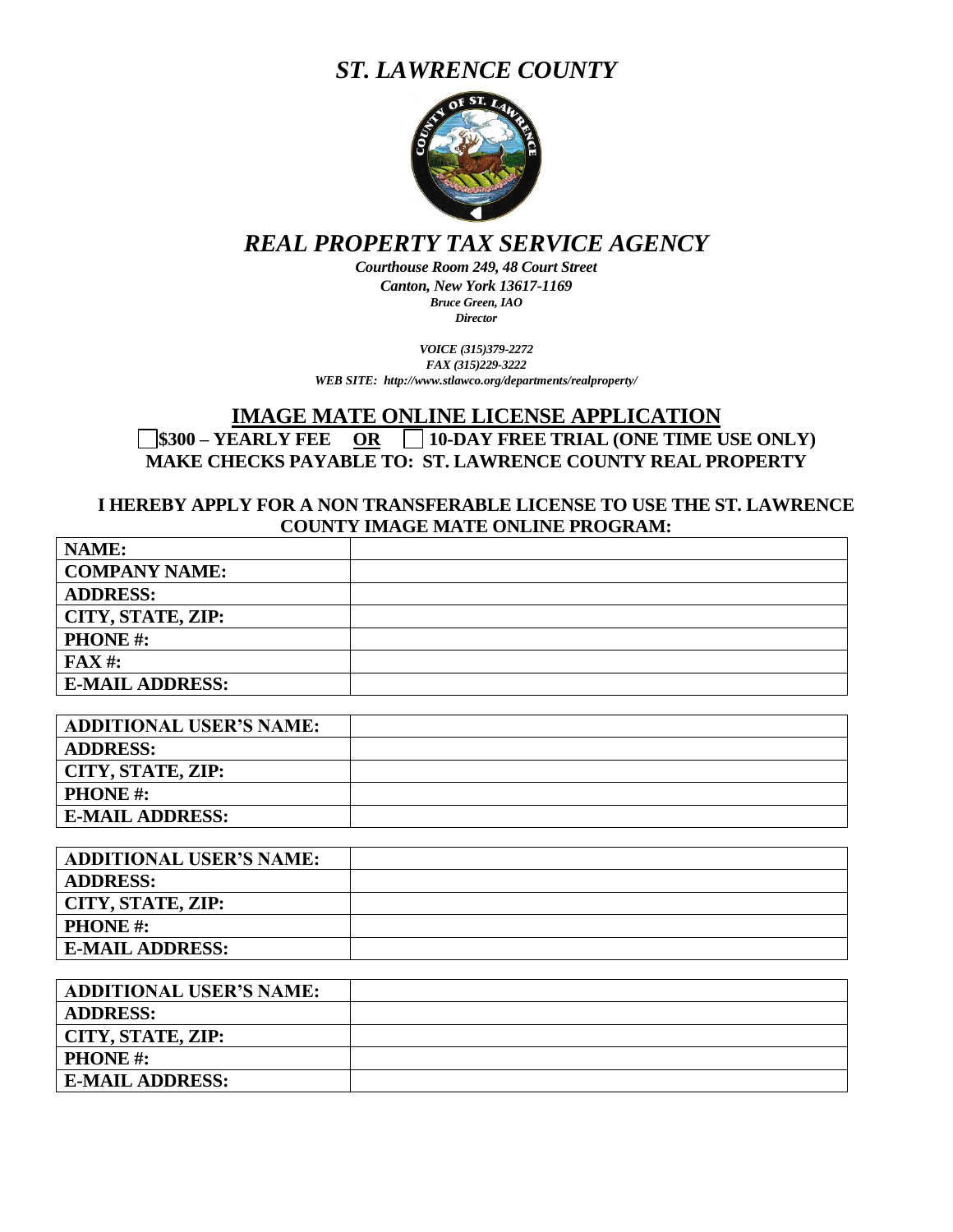# *ST. LAWRENCE COUNTY*

## *REAL PROPERTY TAX SERVICE AGENCY*

***Courthouse Room 249, 48 Court Street***
***Canton, New York 13617-1169***
***Bruce Green, IAO***
***Director***

***VOICE (315)379-2272***
***FAX (315)229-3222***
***WEB SITE: http://www.stlawco.org/departments/realproperty/***

## IMAGE MATE ONLINE LICENSE APPLICATION

**☐ $300 – YEARLY FEE OR ☐ 10-DAY FREE TRIAL (ONE TIME USE ONLY)**
**MAKE CHECKS PAYABLE TO: ST. LAWRENCE COUNTY REAL PROPERTY**

**I HEREBY APPLY FOR A NON TRANSFERABLE LICENSE TO USE THE ST. LAWRENCE COUNTY IMAGE MATE ONLINE PROGRAM:**

| | |
|---|---|
| **NAME:** | |
| **COMPANY NAME:** | |
| **ADDRESS:** | |
| **CITY, STATE, ZIP:** | |
| **PHONE #:** | |
| **FAX #:** | |
| **E-MAIL ADDRESS:** | |

| | |
|---|---|
| **ADDITIONAL USER'S NAME:** | |
| **ADDRESS:** | |
| **CITY, STATE, ZIP:** | |
| **PHONE #:** | |
| **E-MAIL ADDRESS:** | |

| | |
|---|---|
| **ADDITIONAL USER'S NAME:** | |
| **ADDRESS:** | |
| **CITY, STATE, ZIP:** | |
| **PHONE #:** | |
| **E-MAIL ADDRESS:** | |

| | |
|---|---|
| **ADDITIONAL USER'S NAME:** | |
| **ADDRESS:** | |
| **CITY, STATE, ZIP:** | |
| **PHONE #:** | |
| **E-MAIL ADDRESS:** | |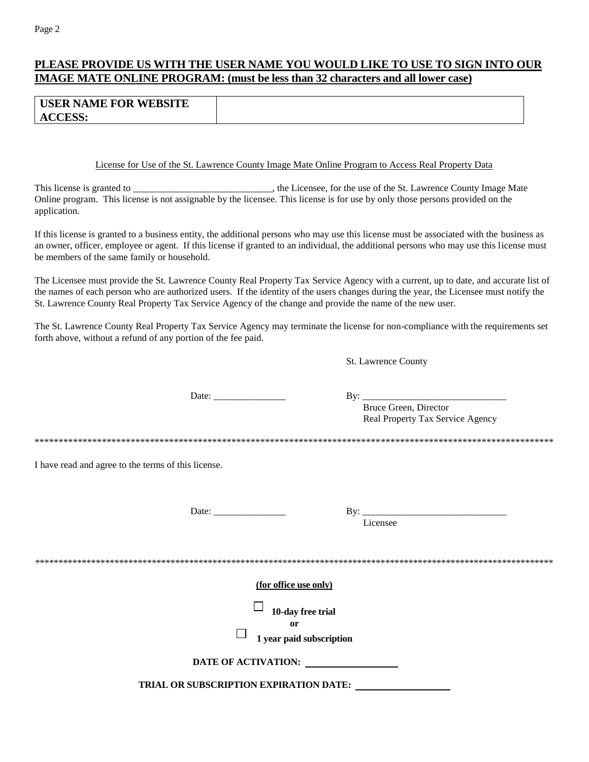**PLEASE PROVIDE US WITH THE USER NAME YOU WOULD LIKE TO USE TO SIGN INTO OUR IMAGE MATE ONLINE PROGRAM: (must be less than 32 characters and all lower case)**

| | |
|---|---|
| **USER NAME FOR WEBSITE ACCESS:** | |

License for Use of the St. Lawrence County Image Mate Online Program to Access Real Property Data

This license is granted to ____________________________, the Licensee, for the use of the St. Lawrence County Image Mate Online program. This license is not assignable by the licensee. This license is for use by only those persons provided on the application.

If this license is granted to a business entity, the additional persons who may use this license must be associated with the business as an owner, officer, employee or agent. If this license if granted to an individual, the additional persons who may use this license must be members of the same family or household.

The Licensee must provide the St. Lawrence County Real Property Tax Service Agency with a current, up to date, and accurate list of the names of each person who are authorized users. If the identity of the users changes during the year, the Licensee must notify the St. Lawrence County Real Property Tax Service Agency of the change and provide the name of the new user.

The St. Lawrence County Real Property Tax Service Agency may terminate the license for non-compliance with the requirements set forth above, without a refund of any portion of the fee paid.

St. Lawrence County

Date: _______________ By: ______________________________

Bruce Green, Director
Real Property Tax Service Agency

*****************************************************************************************************************

I have read and agree to the terms of this license.

Date: _______________ By: ______________________________

Licensee

*****************************************************************************************************************

**(for office use only)**

☐ **10-day free trial**

**or**

☐ **1 year paid subscription**

**DATE OF ACTIVATION:** __________________

**TRIAL OR SUBSCRIPTION EXPIRATION DATE:** __________________